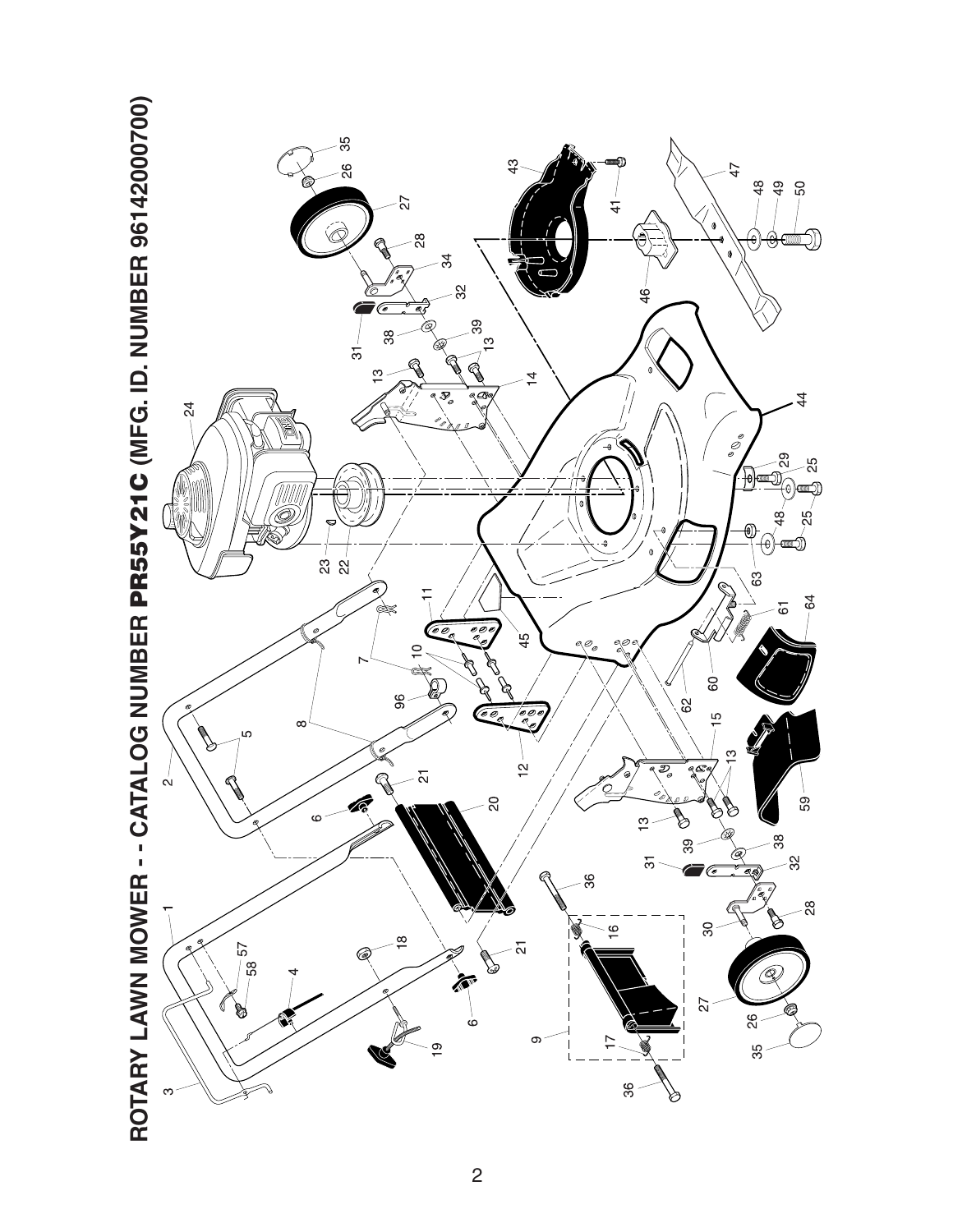# ROTARY LAWN MOWER - - CATALOG NUMBER PR55Y21C (MFG. ID. NUMBER 96142000700)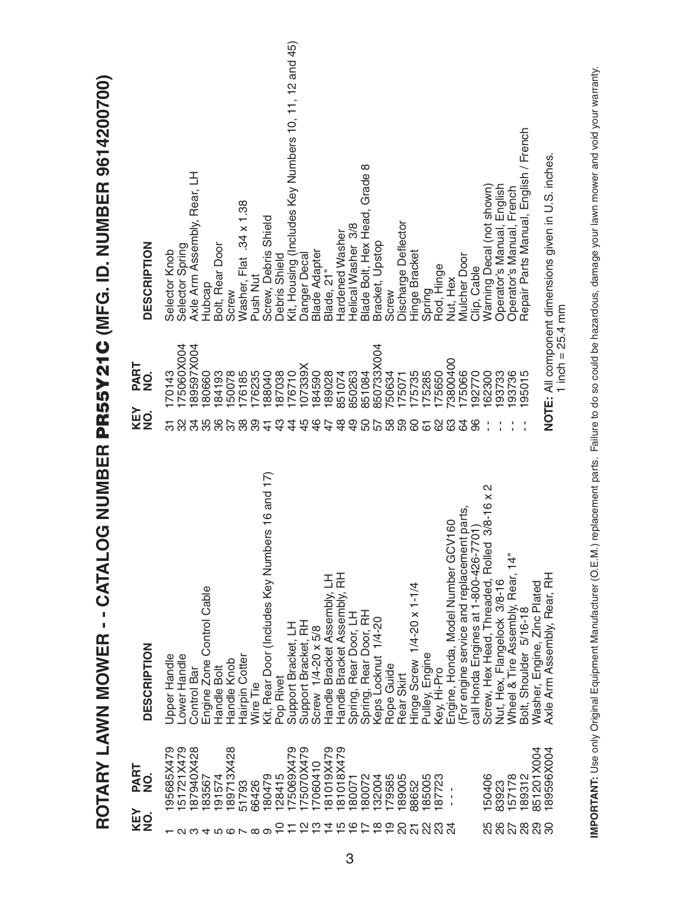# ROTARY LAWN MOWER - - CATALOG NUMBER PR55Y21C (MFG. ID. NUMBER 9614200700)

| KEY NO. | PART NO. | DESCRIPTION |
|---|---|---|
| 1 | 195685X479 | Upper Handle |
| 2 | 151721X479 | Lower Handle |
| 3 | 187940X428 | Control Bar |
| 4 | 183567 | Engine Zone Control Cable |
| 5 | 191574 | Handle Bolt |
| 6 | 189713X428 | Handle Knob |
| 7 | 51793 | Hairpin Cotter |
| 8 | 66426 | Wire Tie |
| 9 | 180479 | Kit, Rear Door (Includes Key Numbers 16 and 17) |
| 10 | 128415 | Pop Rivet |
| 11 | 175069X479 | Support Bracket, LH |
| 12 | 175070X479 | Support Bracket, RH |
| 13 | 17060410 | Screw 1/4-20 x 5/8 |
| 14 | 181019X479 | Handle Bracket Assembly, LH |
| 15 | 181018X479 | Handle Bracket Assembly, RH |
| 16 | 180071 | Spring, Rear Door, LH |
| 17 | 180072 | Spring, Rear Door, RH |
| 18 | 132004 | Keps Locknut 1/4-20 |
| 19 | 179585 | Rope Guide |
| 20 | 189005 | Rear Skirt |
| 21 | 88652 | Hinge Screw 1/4-20 x 1-1/4 |
| 22 | 185005 | Pulley, Engine |
| 23 | 187723 | Key, Hi-Pro |
| 24 | - - - | Engine, Honda, Model Number GCV160 (For engine service and replacement parts, call Honda Engines at 1-800-426-7701) |
| 25 | 150406 | Screw, Hex Head, Threaded, Rolled 3/8-16 x 2 |
| 26 | 83923 | Nut, Hex, Flangelock 3/8-16 |
| 27 | 157178 | Wheel & Tire Assembly, Rear, 14" |
| 28 | 189312 | Bolt, Shoulder 5/16-18 |
| 29 | 851201X004 | Washer, Engine, Zinc Plated |
| 30 | 189596X004 | Axle Arm Assembly, Rear, RH |
| 31 | 170143 | Selector Knob |
| 32 | 175060X004 | Selector Spring |
| 34 | 189597X004 | Axle Arm Assembly, Rear, LH |
| 35 | 180660 | Hubcap |
| 36 | 184193 | Bolt, Rear Door |
| 37 | 150078 | Screw |
| 38 | 176185 | Washer, Flat .34 x 1.38 |
| 39 | 176235 | Push Nut |
| 41 | 188040 | Screw, Debris Shield |
| 43 | 187038 | Debris Shield |
| 44 | 176710 | Kit, Housing (Includes Key Numbers 10, 11, 12 and 45) |
| 45 | 107339X | Danger Decal |
| 46 | 184590 | Blade Adapter |
| 47 | 189028 | Blade, 21" |
| 48 | 851074 | Hardened Washer |
| 49 | 850263 | Helical Washer 3/8 |
| 50 | 851084 | Blade Bolt, Hex Head, Grade 8 |
| 57 | 850733X004 | Bracket, Upstop |
| 58 | 750634 | Screw |
| 59 | 175071 | Discharge Deflector |
| 60 | 175735 | Hinge Bracket |
| 61 | 175285 | Spring |
| 62 | 175650 | Rod, Hinge |
| 63 | 73800400 | Nut, Hex |
| 64 | 175066 | Mulcher Door |
| 96 | 192770 | Clip, Cable |
| - - | 162300 | Warning Decal (not shown) |
| - - | 193733 | Operator's Manual, English |
| - - | 193736 | Operator's Manual, French |
| - - | 195015 | Repair Parts Manual, English / French |

**NOTE:** All component dimensions given in U.S. inches.
1 inch = 25.4 mm

**IMPORTANT:** Use only Original Equipment Manufacturer (O.E.M.) replacement parts. Failure to do so could be hazardous, damage your lawn mower and void your warranty.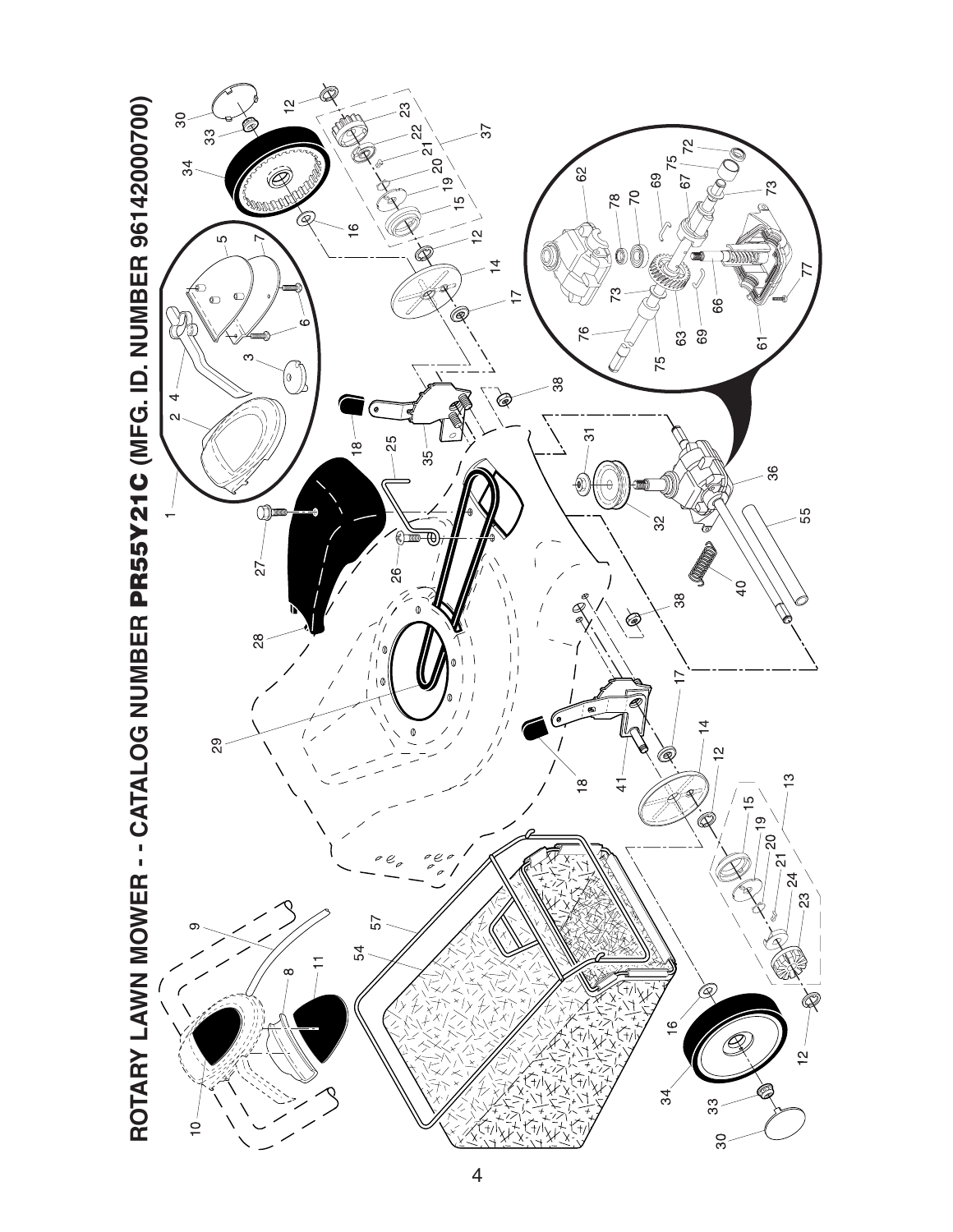# ROTARY LAWN MOWER - - CATALOG NUMBER PR55Y21C (MFG. ID. NUMBER 96142000700)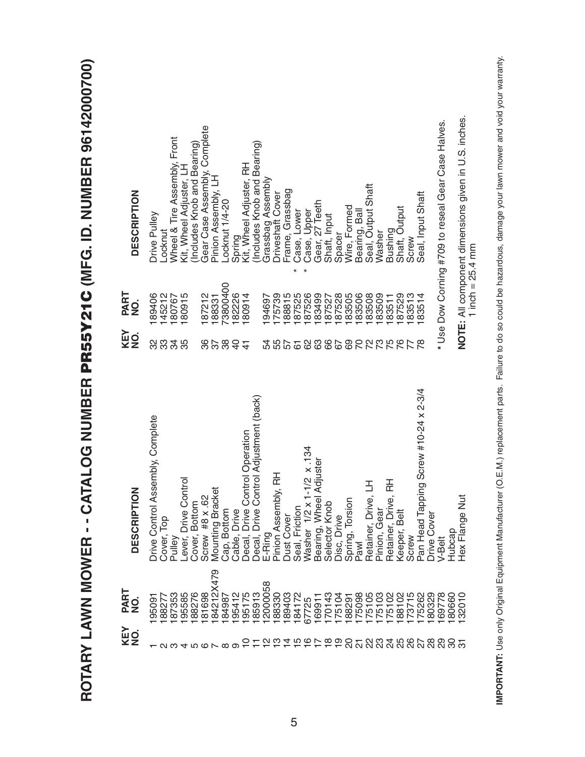# ROTARY LAWN MOWER - - CATALOG NUMBER PR55Y21C (MFG. ID. NUMBER 96142000700)

| KEY NO. | PART NO. | DESCRIPTION |
|---|---|---|
| 1 | 195091 | Drive Control Assembly, Complete |
| 2 | 188277 | Cover, Top |
| 3 | 187353 | Pulley |
| 4 | 195585 | Lever, Drive Control |
| 5 | 188276 | Cover, Bottom |
| 6 | 181698 | Screw #8 x .62 |
| 7 | 184212X479 | Mounting Bracket |
| 8 | 184987 | Cap, Bottom |
| 9 | 195412 | Cable, Drive |
| 10 | 195175 | Decal, Drive Control Operation |
| 11 | 185913 | Decal, Drive Control Adjustment (back) |
| 12 | 12000058 | E-Ring |
| 13 | 188330 | Pinion Assembly, RH |
| 14 | 189403 | Dust Cover |
| 15 | 184172 | Seal, Friction |
| 16 | 67725 | Washer 1/2 x 1-1/2 x .134 |
| 17 | 169911 | Bearing, Wheel Adjuster |
| 18 | 170143 | Selector Knob |
| 19 | 175104 | Disc, Drive |
| 20 | 188291 | Spring, Torsion |
| 21 | 175098 | Pawl |
| 22 | 175105 | Retainer, Drive, LH |
| 23 | 175103 | Pinion, Gear |
| 24 | 175102 | Retainer, Drive, RH |
| 25 | 188102 | Keeper, Belt |
| 26 | 173715 | Screw |
| 27 | 175262 | Pan Head Tapping Screw #10-24 x 2-3/4 |
| 28 | 180329 | Drive Cover |
| 29 | 169778 | V-Belt |
| 30 | 180660 | Hubcap |
| 31 | 132010 | Hex Flange Nut |

| KEY NO. | PART NO. | DESCRIPTION |
|---|---|---|
| 32 | 189406 | Drive Pulley |
| 33 | 145212 | Locknut |
| 34 | 180767 | Wheel & Tire Assembly, Front |
| 35 | 180915 | Kit, Wheel Adjuster, LH (Includes Knob and Bearing) |
| 36 | 187212 | Gear Case Assembly, Complete |
| 37 | 188331 | Pinion Assembly, LH |
| 38 | 73800400 | Locknut 1/4-20 |
| 40 | 182226 | Spring |
| 41 | 180914 | Kit, Wheel Adjuster, RH (Includes Knob and Bearing) |
| 54 | 194697 | Grassbag Assembly |
| 55 | 175739 | Driveshaft Cover |
| 57 | 188815 | Frame, Grassbag |
| 61 | 187525 | * Case, Lower |
| 62 | 187526 | * Case, Upper |
| 63 | 183499 | Gear, 27 Teeth |
| 66 | 187527 | Shaft, Input |
| 67 | 187528 | Spacer |
| 69 | 183505 | Wire, Formed |
| 70 | 183506 | Bearing, Ball |
| 72 | 183508 | Seal, Output Shaft |
| 73 | 183509 | Washer |
| 75 | 183511 | Bushing |
| 76 | 187529 | Shaft, Output |
| 77 | 183513 | Screw |
| 78 | 183514 | Seal, Input Shaft |

\* Use Dow Corning #709 to reseal Gear Case Halves.

**NOTE:** All component dimensions given in U.S. inches.
1 inch = 25.4 mm

**IMPORTANT:** Use only Original Equipment Manufacturer (O.E.M.) replacement parts. Failure to do so could be hazardous, damage your lawn mower and void your warranty.